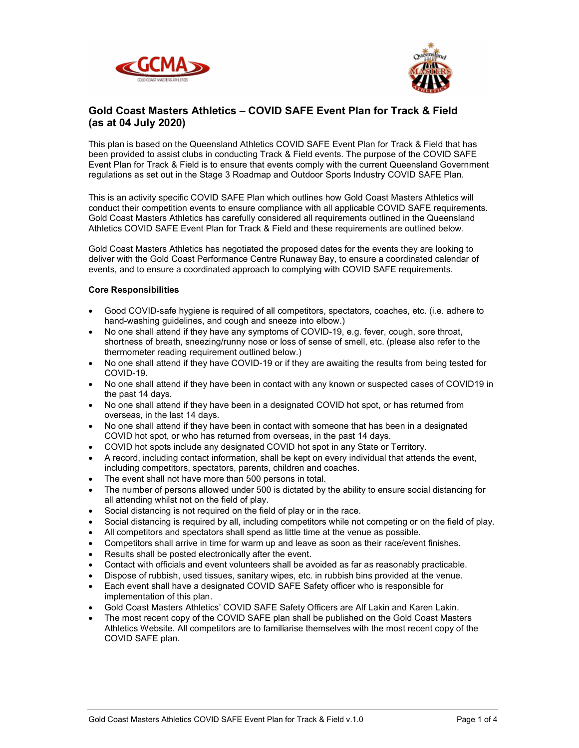# Gold Coast Masters Athletics – COVID SAFE Event Plan for Track & Field (as at 04 July 2020)

This plan is based on the Queensland Athletics COVID SAFE Event Plan for Track & Field that has been provided to assist clubs in conducting Track & Field events. The purpose of the COVID SAFE Event Plan for Track & Field is to ensure that events comply with the current Queensland Government regulations as set out in the Stage 3 Roadmap and Outdoor Sports Industry COVID SAFE Plan.

This is an activity specific COVID SAFE Plan which outlines how Gold Coast Masters Athletics will conduct their competition events to ensure compliance with all applicable COVID SAFE requirements. Gold Coast Masters Athletics has carefully considered all requirements outlined in the Queensland Athletics COVID SAFE Event Plan for Track & Field and these requirements are outlined below.

Gold Coast Masters Athletics has negotiated the proposed dates for the events they are looking to deliver with the Gold Coast Performance Centre Runaway Bay, to ensure a coordinated calendar of events, and to ensure a coordinated approach to complying with COVID SAFE requirements.

**Core Responsibilities**

- Good COVID-safe hygiene is required of all competitors, spectators, coaches, etc. (i.e. adhere to hand-washing guidelines, and cough and sneeze into elbow.)
- No one shall attend if they have any symptoms of COVID-19, e.g. fever, cough, sore throat, shortness of breath, sneezing/runny nose or loss of sense of smell, etc. (please also refer to the thermometer reading requirement outlined below.)
- No one shall attend if they have COVID-19 or if they are awaiting the results from being tested for COVID-19.
- No one shall attend if they have been in contact with any known or suspected cases of COVID19 in the past 14 days.
- No one shall attend if they have been in a designated COVID hot spot, or has returned from overseas, in the last 14 days.
- No one shall attend if they have been in contact with someone that has been in a designated COVID hot spot, or who has returned from overseas, in the past 14 days.
- COVID hot spots include any designated COVID hot spot in any State or Territory.
- A record, including contact information, shall be kept on every individual that attends the event, including competitors, spectators, parents, children and coaches.
- The event shall not have more than 500 persons in total.
- The number of persons allowed under 500 is dictated by the ability to ensure social distancing for all attending whilst not on the field of play.
- Social distancing is not required on the field of play or in the race.
- Social distancing is required by all, including competitors while not competing or on the field of play.
- All competitors and spectators shall spend as little time at the venue as possible.
- Competitors shall arrive in time for warm up and leave as soon as their race/event finishes.
- Results shall be posted electronically after the event.
- Contact with officials and event volunteers shall be avoided as far as reasonably practicable.
- Dispose of rubbish, used tissues, sanitary wipes, etc. in rubbish bins provided at the venue.
- Each event shall have a designated COVID SAFE Safety officer who is responsible for implementation of this plan.
- Gold Coast Masters Athletics' COVID SAFE Safety Officers are Alf Lakin and Karen Lakin.
- The most recent copy of the COVID SAFE plan shall be published on the Gold Coast Masters Athletics Website. All competitors are to familiarise themselves with the most recent copy of the COVID SAFE plan.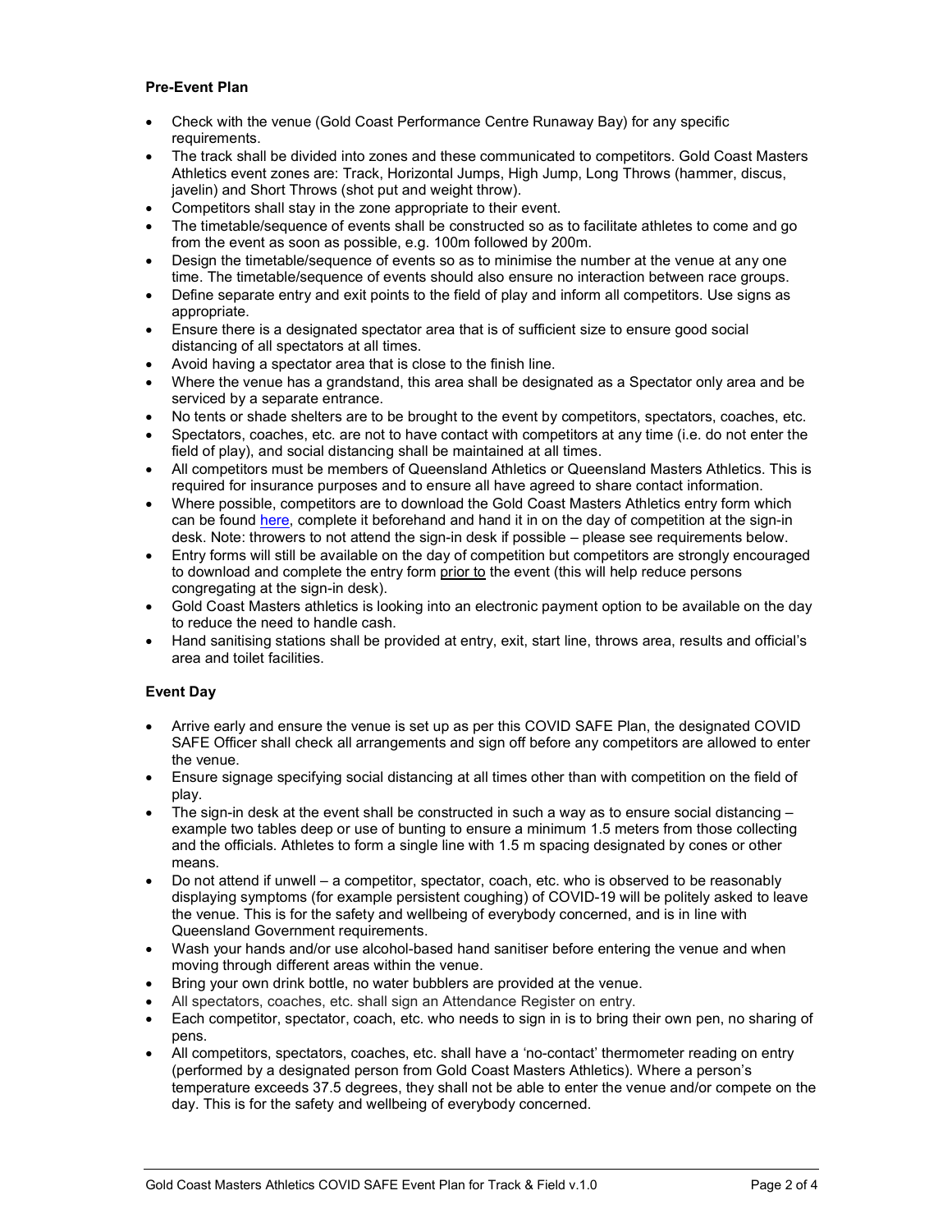**Pre-Event Plan**

- Check with the venue (Gold Coast Performance Centre Runaway Bay) for any specific requirements.
- The track shall be divided into zones and these communicated to competitors. Gold Coast Masters Athletics event zones are: Track, Horizontal Jumps, High Jump, Long Throws (hammer, discus, javelin) and Short Throws (shot put and weight throw).
- Competitors shall stay in the zone appropriate to their event.
- The timetable/sequence of events shall be constructed so as to facilitate athletes to come and go from the event as soon as possible, e.g. 100m followed by 200m.
- Design the timetable/sequence of events so as to minimise the number at the venue at any one time. The timetable/sequence of events should also ensure no interaction between race groups.
- Define separate entry and exit points to the field of play and inform all competitors. Use signs as appropriate.
- Ensure there is a designated spectator area that is of sufficient size to ensure good social distancing of all spectators at all times.
- Avoid having a spectator area that is close to the finish line.
- Where the venue has a grandstand, this area shall be designated as a Spectator only area and be serviced by a separate entrance.
- No tents or shade shelters are to be brought to the event by competitors, spectators, coaches, etc.
- Spectators, coaches, etc. are not to have contact with competitors at any time (i.e. do not enter the field of play), and social distancing shall be maintained at all times.
- All competitors must be members of Queensland Athletics or Queensland Masters Athletics. This is required for insurance purposes and to ensure all have agreed to share contact information.
- Where possible, competitors are to download the Gold Coast Masters Athletics entry form which can be found here, complete it beforehand and hand it in on the day of competition at the sign-in desk. Note: throwers to not attend the sign-in desk if possible – please see requirements below.
- Entry forms will still be available on the day of competition but competitors are strongly encouraged to download and complete the entry form prior to the event (this will help reduce persons congregating at the sign-in desk).
- Gold Coast Masters athletics is looking into an electronic payment option to be available on the day to reduce the need to handle cash.
- Hand sanitising stations shall be provided at entry, exit, start line, throws area, results and official's area and toilet facilities.

**Event Day**

- Arrive early and ensure the venue is set up as per this COVID SAFE Plan, the designated COVID SAFE Officer shall check all arrangements and sign off before any competitors are allowed to enter the venue.
- Ensure signage specifying social distancing at all times other than with competition on the field of play.
- The sign-in desk at the event shall be constructed in such a way as to ensure social distancing – example two tables deep or use of bunting to ensure a minimum 1.5 meters from those collecting and the officials. Athletes to form a single line with 1.5 m spacing designated by cones or other means.
- Do not attend if unwell – a competitor, spectator, coach, etc. who is observed to be reasonably displaying symptoms (for example persistent coughing) of COVID-19 will be politely asked to leave the venue. This is for the safety and wellbeing of everybody concerned, and is in line with Queensland Government requirements.
- Wash your hands and/or use alcohol-based hand sanitiser before entering the venue and when moving through different areas within the venue.
- Bring your own drink bottle, no water bubblers are provided at the venue.
- All spectators, coaches, etc. shall sign an Attendance Register on entry.
- Each competitor, spectator, coach, etc. who needs to sign in is to bring their own pen, no sharing of pens.
- All competitors, spectators, coaches, etc. shall have a 'no-contact' thermometer reading on entry (performed by a designated person from Gold Coast Masters Athletics). Where a person's temperature exceeds 37.5 degrees, they shall not be able to enter the venue and/or compete on the day. This is for the safety and wellbeing of everybody concerned.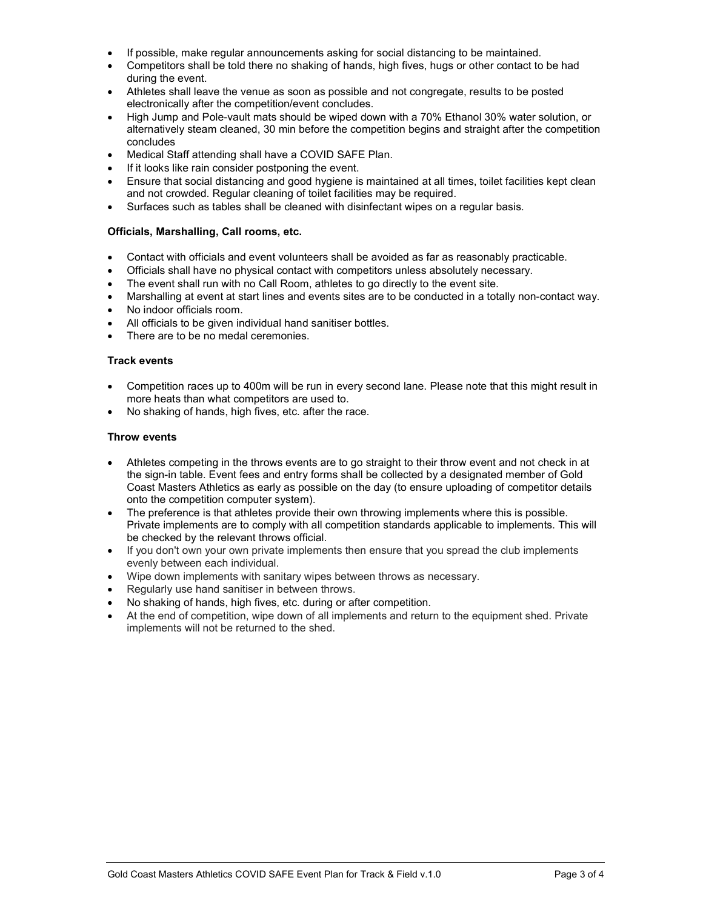- If possible, make regular announcements asking for social distancing to be maintained.
- Competitors shall be told there no shaking of hands, high fives, hugs or other contact to be had during the event.
- Athletes shall leave the venue as soon as possible and not congregate, results to be posted electronically after the competition/event concludes.
- High Jump and Pole-vault mats should be wiped down with a 70% Ethanol 30% water solution, or alternatively steam cleaned, 30 min before the competition begins and straight after the competition concludes
- Medical Staff attending shall have a COVID SAFE Plan.
- If it looks like rain consider postponing the event.
- Ensure that social distancing and good hygiene is maintained at all times, toilet facilities kept clean and not crowded. Regular cleaning of toilet facilities may be required.
- Surfaces such as tables shall be cleaned with disinfectant wipes on a regular basis.

**Officials, Marshalling, Call rooms, etc.**

- Contact with officials and event volunteers shall be avoided as far as reasonably practicable.
- Officials shall have no physical contact with competitors unless absolutely necessary.
- The event shall run with no Call Room, athletes to go directly to the event site.
- Marshalling at event at start lines and events sites are to be conducted in a totally non-contact way.
- No indoor officials room.
- All officials to be given individual hand sanitiser bottles.
- There are to be no medal ceremonies.

**Track events**

- Competition races up to 400m will be run in every second lane. Please note that this might result in more heats than what competitors are used to.
- No shaking of hands, high fives, etc. after the race.

**Throw events**

- Athletes competing in the throws events are to go straight to their throw event and not check in at the sign-in table. Event fees and entry forms shall be collected by a designated member of Gold Coast Masters Athletics as early as possible on the day (to ensure uploading of competitor details onto the competition computer system).
- The preference is that athletes provide their own throwing implements where this is possible. Private implements are to comply with all competition standards applicable to implements. This will be checked by the relevant throws official.
- If you don't own your own private implements then ensure that you spread the club implements evenly between each individual.
- Wipe down implements with sanitary wipes between throws as necessary.
- Regularly use hand sanitiser in between throws.
- No shaking of hands, high fives, etc. during or after competition.
- At the end of competition, wipe down of all implements and return to the equipment shed. Private implements will not be returned to the shed.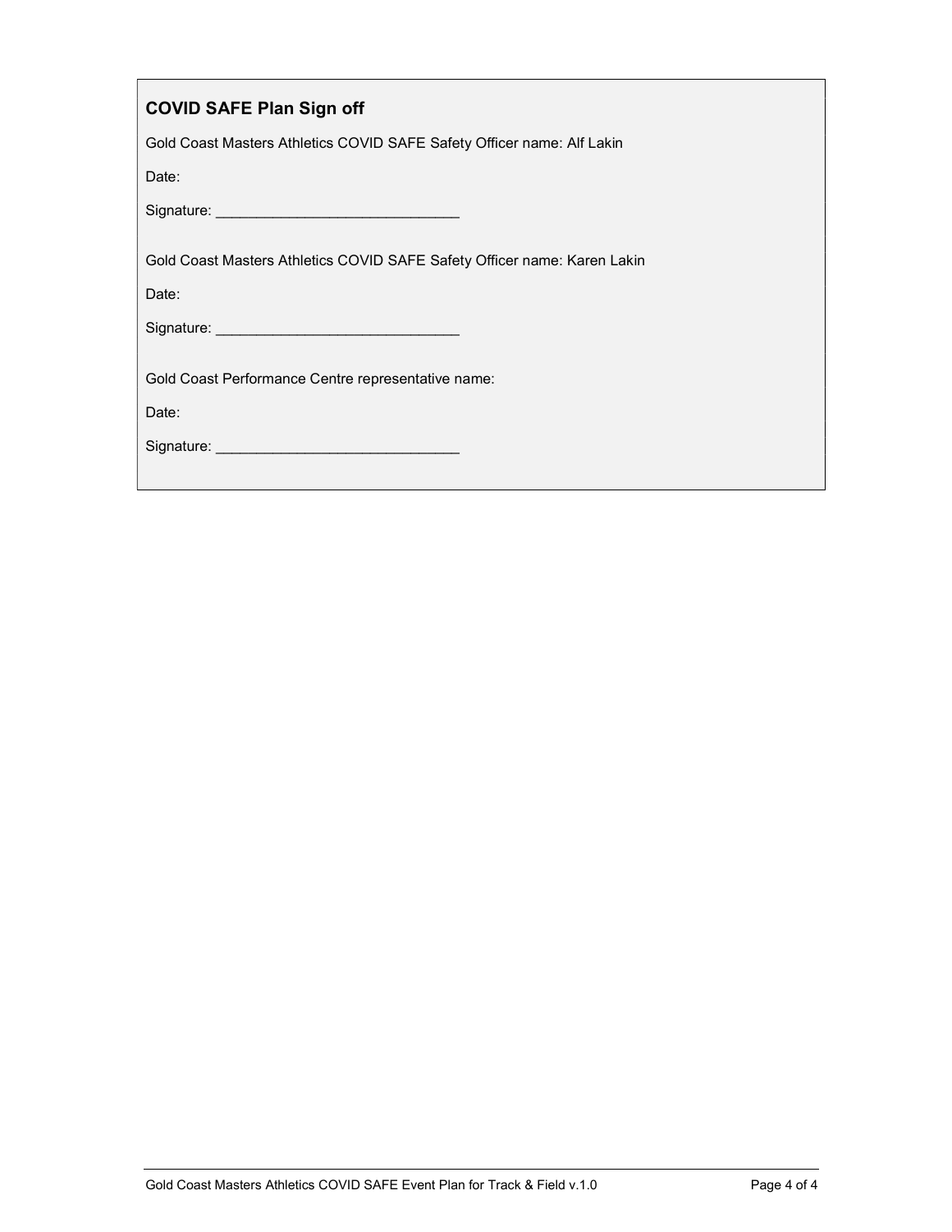## COVID SAFE Plan Sign off

Gold Coast Masters Athletics COVID SAFE Safety Officer name: Alf Lakin

Date:

Signature: ______________________________

Gold Coast Masters Athletics COVID SAFE Safety Officer name: Karen Lakin

Date:

Signature: ______________________________

Gold Coast Performance Centre representative name:

Date:

Signature: ______________________________